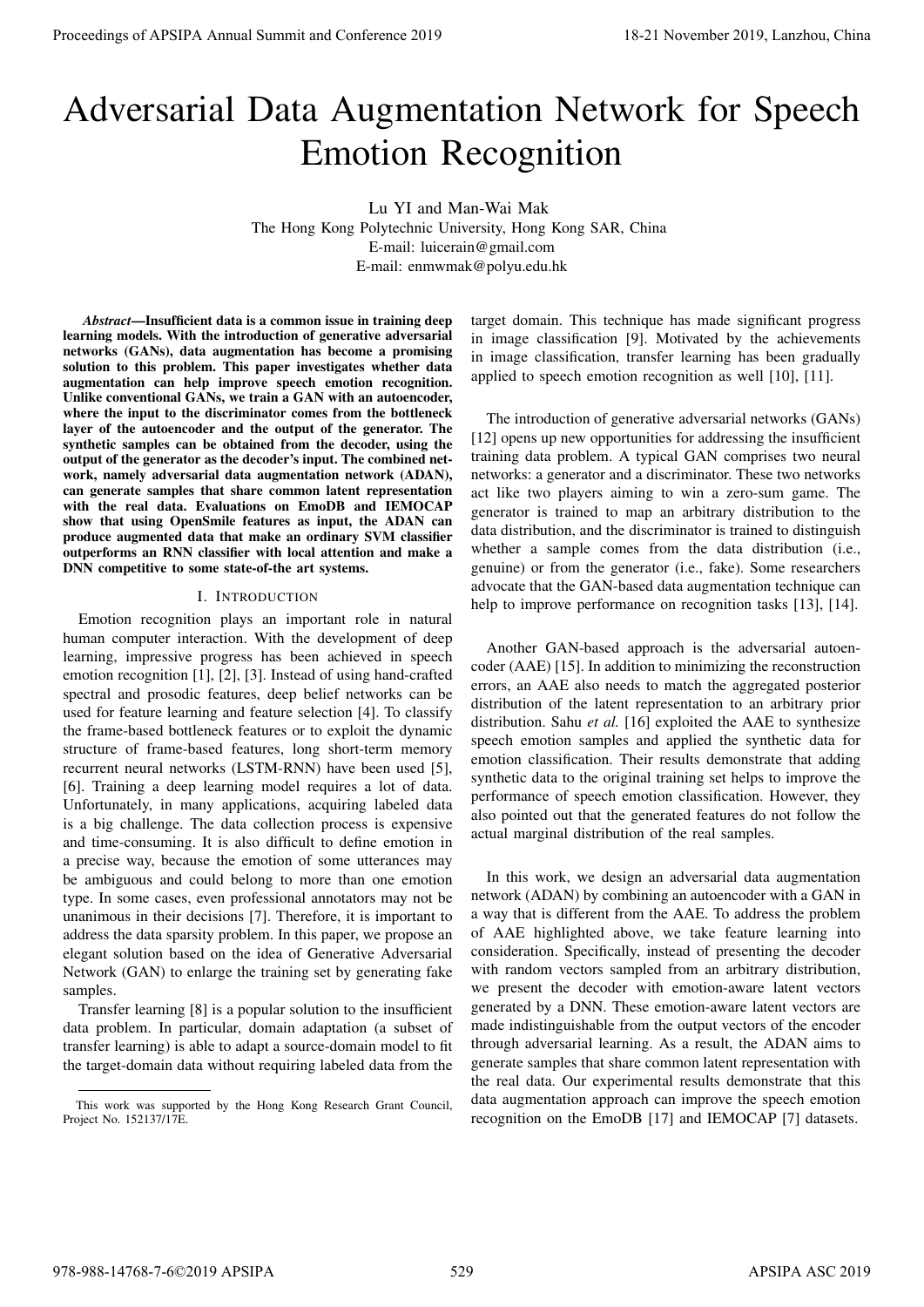# Adversarial Data Augmentation Network for Speech Emotion Recognition

Lu YI and Man-Wai Mak
The Hong Kong Polytechnic University, Hong Kong SAR, China
E-mail: luicerain@gmail.com
E-mail: enmwmak@polyu.edu.hk

***Abstract*—Insufficient data is a common issue in training deep learning models. With the introduction of generative adversarial networks (GANs), data augmentation has become a promising solution to this problem. This paper investigates whether data augmentation can help improve speech emotion recognition. Unlike conventional GANs, we train a GAN with an autoencoder, where the input to the discriminator comes from the bottleneck layer of the autoencoder and the output of the generator. The synthetic samples can be obtained from the decoder, using the output of the generator as the decoder's input. The combined network, namely adversarial data augmentation network (ADAN), can generate samples that share common latent representation with the real data. Evaluations on EmoDB and IEMOCAP show that using OpenSmile features as input, the ADAN can produce augmented data that make an ordinary SVM classifier outperforms an RNN classifier with local attention and make a DNN competitive to some state-of-the art systems.**

## I. Introduction

Emotion recognition plays an important role in natural human computer interaction. With the development of deep learning, impressive progress has been achieved in speech emotion recognition [1], [2], [3]. Instead of using hand-crafted spectral and prosodic features, deep belief networks can be used for feature learning and feature selection [4]. To classify the frame-based bottleneck features or to exploit the dynamic structure of frame-based features, long short-term memory recurrent neural networks (LSTM-RNN) have been used [5], [6]. Training a deep learning model requires a lot of data. Unfortunately, in many applications, acquiring labeled data is a big challenge. The data collection process is expensive and time-consuming. It is also difficult to define emotion in a precise way, because the emotion of some utterances may be ambiguous and could belong to more than one emotion type. In some cases, even professional annotators may not be unanimous in their decisions [7]. Therefore, it is important to address the data sparsity problem. In this paper, we propose an elegant solution based on the idea of Generative Adversarial Network (GAN) to enlarge the training set by generating fake samples.

Transfer learning [8] is a popular solution to the insufficient data problem. In particular, domain adaptation (a subset of transfer learning) is able to adapt a source-domain model to fit the target-domain data without requiring labeled data from the target domain. This technique has made significant progress in image classification [9]. Motivated by the achievements in image classification, transfer learning has been gradually applied to speech emotion recognition as well [10], [11].

The introduction of generative adversarial networks (GANs) [12] opens up new opportunities for addressing the insufficient training data problem. A typical GAN comprises two neural networks: a generator and a discriminator. These two networks act like two players aiming to win a zero-sum game. The generator is trained to map an arbitrary distribution to the data distribution, and the discriminator is trained to distinguish whether a sample comes from the data distribution (i.e., genuine) or from the generator (i.e., fake). Some researchers advocate that the GAN-based data augmentation technique can help to improve performance on recognition tasks [13], [14].

Another GAN-based approach is the adversarial autoencoder (AAE) [15]. In addition to minimizing the reconstruction errors, an AAE also needs to match the aggregated posterior distribution of the latent representation to an arbitrary prior distribution. Sahu *et al.* [16] exploited the AAE to synthesize speech emotion samples and applied the synthetic data for emotion classification. Their results demonstrate that adding synthetic data to the original training set helps to improve the performance of speech emotion classification. However, they also pointed out that the generated features do not follow the actual marginal distribution of the real samples.

In this work, we design an adversarial data augmentation network (ADAN) by combining an autoencoder with a GAN in a way that is different from the AAE. To address the problem of AAE highlighted above, we take feature learning into consideration. Specifically, instead of presenting the decoder with random vectors sampled from an arbitrary distribution, we present the decoder with emotion-aware latent vectors generated by a DNN. These emotion-aware latent vectors are made indistinguishable from the output vectors of the encoder through adversarial learning. As a result, the ADAN aims to generate samples that share common latent representation with the real data. Our experimental results demonstrate that this data augmentation approach can improve the speech emotion recognition on the EmoDB [17] and IEMOCAP [7] datasets.

This work was supported by the Hong Kong Research Grant Council, Project No. 152137/17E.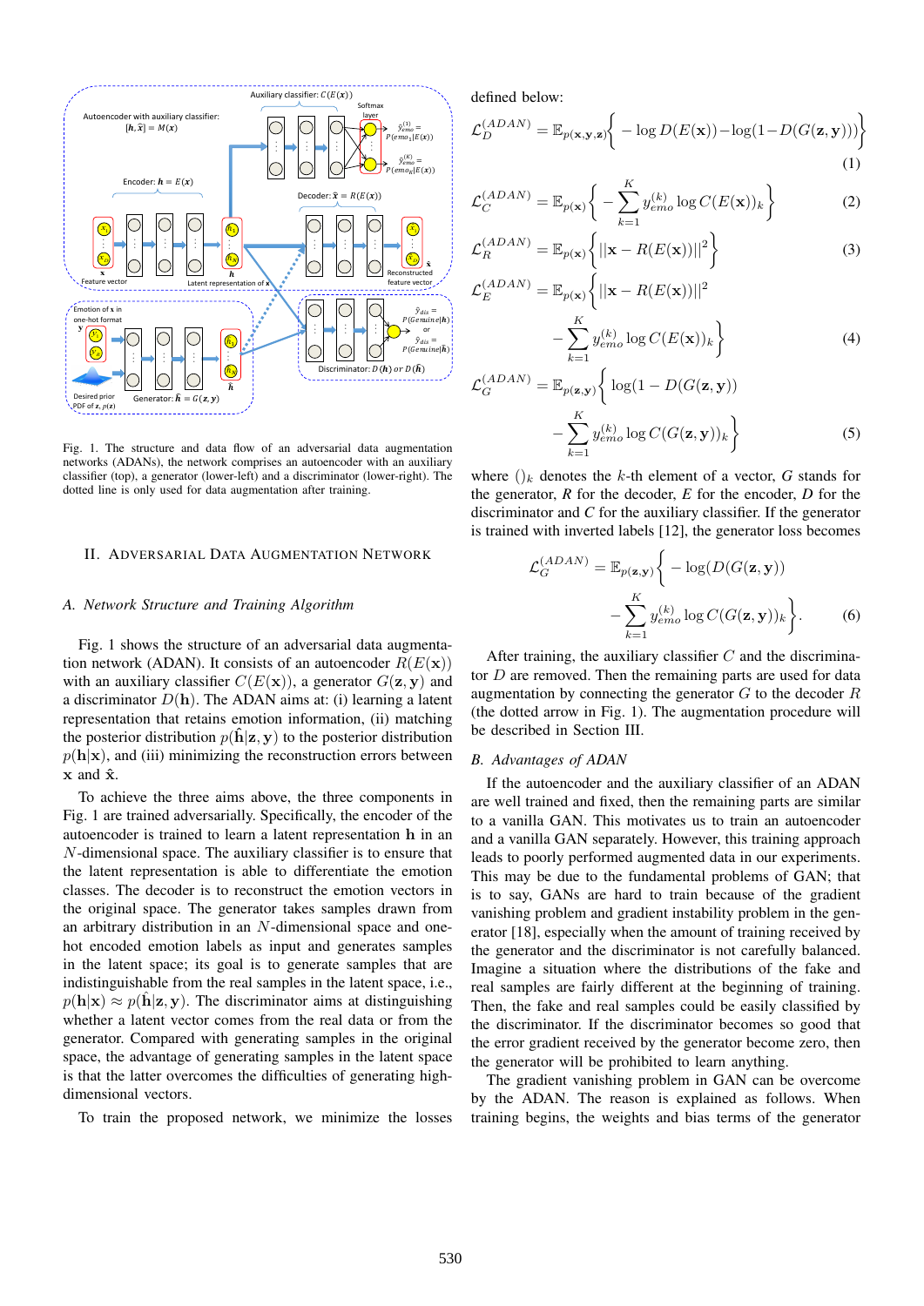Fig. 1. The structure and data flow of an adversarial data augmentation networks (ADANs), the network comprises an autoencoder with an auxiliary classifier (top), a generator (lower-left) and a discriminator (lower-right). The dotted line is only used for data augmentation after training.

## II. Adversarial Data Augmentation Network

### A. Network Structure and Training Algorithm

Fig. 1 shows the structure of an adversarial data augmentation network (ADAN). It consists of an autoencoder $R(E(\mathbf{x}))$ with an auxiliary classifier $C(E(\mathbf{x}))$, a generator $G(\mathbf{z}, \mathbf{y})$ and a discriminator $D(\mathbf{h})$. The ADAN aims at: (i) learning a latent representation that retains emotion information, (ii) matching the posterior distribution $p(\hat{\mathbf{h}}|\mathbf{z}, \mathbf{y})$ to the posterior distribution $p(\mathbf{h}|\mathbf{x})$, and (iii) minimizing the reconstruction errors between $\mathbf{x}$ and $\hat{\mathbf{x}}$.

To achieve the three aims above, the three components in Fig. 1 are trained adversarially. Specifically, the encoder of the autoencoder is trained to learn a latent representation $\mathbf{h}$ in an $N$-dimensional space. The auxiliary classifier is to ensure that the latent representation is able to differentiate the emotion classes. The decoder is to reconstruct the emotion vectors in the original space. The generator takes samples drawn from an arbitrary distribution in an $N$-dimensional space and one-hot encoded emotion labels as input and generates samples in the latent space; its goal is to generate samples that are indistinguishable from the real samples in the latent space, i.e., $p(\mathbf{h}|\mathbf{x}) \approx p(\hat{\mathbf{h}}|\mathbf{z}, \mathbf{y})$. The discriminator aims at distinguishing whether a latent vector comes from the real data or from the generator. Compared with generating samples in the original space, the advantage of generating samples in the latent space is that the latter overcomes the difficulties of generating high-dimensional vectors.

To train the proposed network, we minimize the losses defined below:

$$\mathcal{L}_D^{(ADAN)} = \mathbb{E}_{p(\mathbf{x},\mathbf{y},\mathbf{z})}\Big\{ -\log D(E(\mathbf{x})) - \log(1 - D(G(\mathbf{z}, \mathbf{y}))) \Big\} \quad (1)$$

$$\mathcal{L}_C^{(ADAN)} = \mathbb{E}_{p(\mathbf{x})}\Big\{ -\sum_{k=1}^{K} y_{emo}^{(k)} \log C(E(\mathbf{x}))_k \Big\} \quad (2)$$

$$\mathcal{L}_R^{(ADAN)} = \mathbb{E}_{p(\mathbf{x})}\Big\{ ||\mathbf{x} - R(E(\mathbf{x}))||^2 \Big\} \quad (3)$$

$$\mathcal{L}_E^{(ADAN)} = \mathbb{E}_{p(\mathbf{x})}\Big\{ ||\mathbf{x} - R(E(\mathbf{x}))||^2 - \sum_{k=1}^{K} y_{emo}^{(k)} \log C(E(\mathbf{x}))_k \Big\} \quad (4)$$

$$\mathcal{L}_G^{(ADAN)} = \mathbb{E}_{p(\mathbf{z},\mathbf{y})}\Big\{ \log(1 - D(G(\mathbf{z}, \mathbf{y})) - \sum_{k=1}^{K} y_{emo}^{(k)} \log C(G(\mathbf{z}, \mathbf{y}))_k \Big\} \quad (5)$$

where $()_k$ denotes the $k$-th element of a vector, $G$ stands for the generator, $R$ for the decoder, $E$ for the encoder, $D$ for the discriminator and $C$ for the auxiliary classifier. If the generator is trained with inverted labels [12], the generator loss becomes

$$\mathcal{L}_G^{(ADAN)} = \mathbb{E}_{p(\mathbf{z},\mathbf{y})}\Big\{ -\log(D(G(\mathbf{z}, \mathbf{y})) - \sum_{k=1}^{K} y_{emo}^{(k)} \log C(G(\mathbf{z}, \mathbf{y}))_k \Big\}. \quad (6)$$

After training, the auxiliary classifier $C$ and the discriminator $D$ are removed. Then the remaining parts are used for data augmentation by connecting the generator $G$ to the decoder $R$ (the dotted arrow in Fig. 1). The augmentation procedure will be described in Section III.

### B. Advantages of ADAN

If the autoencoder and the auxiliary classifier of an ADAN are well trained and fixed, then the remaining parts are similar to a vanilla GAN. This motivates us to train an autoencoder and a vanilla GAN separately. However, this training approach leads to poorly performed augmented data in our experiments. This may be due to the fundamental problems of GAN; that is to say, GANs are hard to train because of the gradient vanishing problem and gradient instability problem in the generator [18], especially when the amount of training received by the generator and the discriminator is not carefully balanced. Imagine a situation where the distributions of the fake and real samples are fairly different at the beginning of training. Then, the fake and real samples could be easily classified by the discriminator. If the discriminator becomes so good that the error gradient received by the generator become zero, then the generator will be prohibited to learn anything.

The gradient vanishing problem in GAN can be overcome by the ADAN. The reason is explained as follows. When training begins, the weights and bias terms of the generator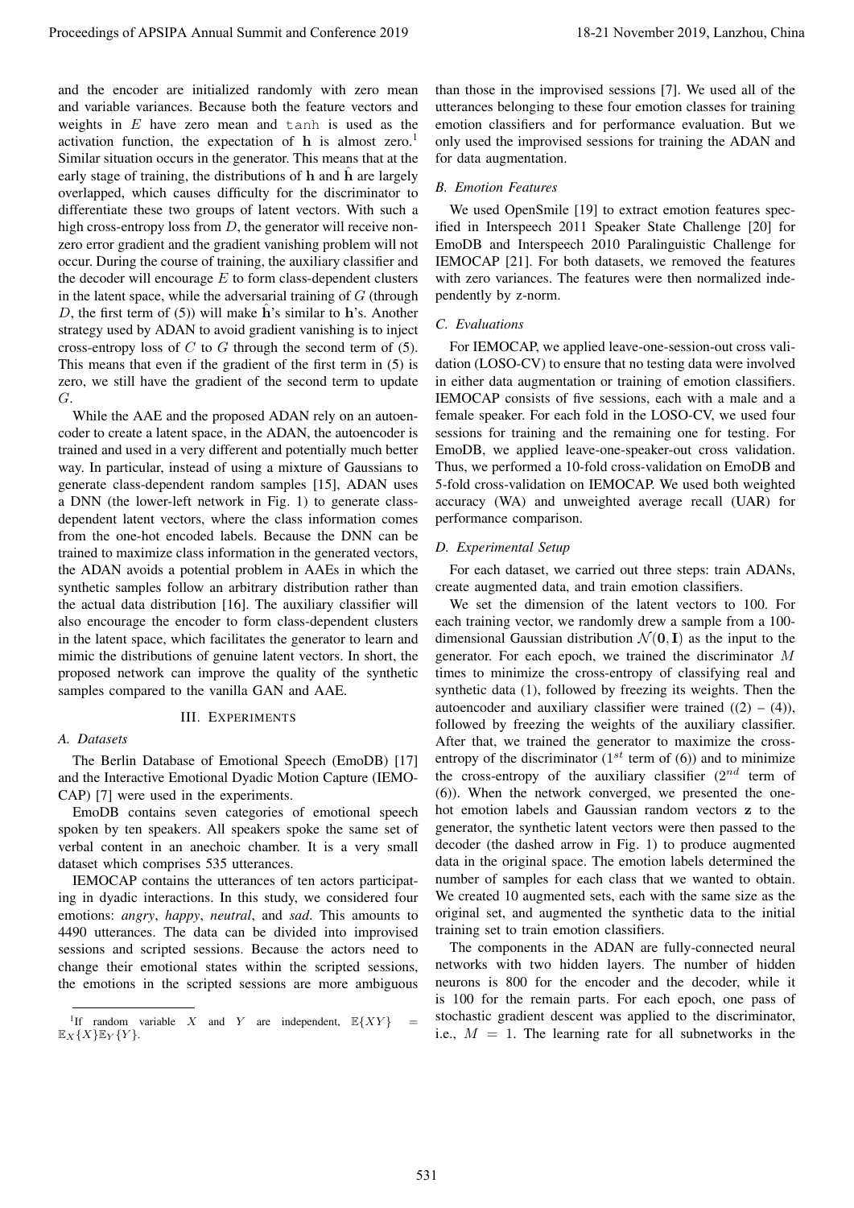and the encoder are initialized randomly with zero mean and variable variances. Because both the feature vectors and weights in $E$ have zero mean and tanh is used as the activation function, the expectation of $\mathbf{h}$ is almost zero.[1] Similar situation occurs in the generator. This means that at the early stage of training, the distributions of $\mathbf{h}$ and $\hat{\mathbf{h}}$ are largely overlapped, which causes difficulty for the discriminator to differentiate these two groups of latent vectors. With such a high cross-entropy loss from $D$, the generator will receive non-zero error gradient and the gradient vanishing problem will not occur. During the course of training, the auxiliary classifier and the decoder will encourage $E$ to form class-dependent clusters in the latent space, while the adversarial training of $G$ (through $D$, the first term of (5)) will make $\hat{\mathbf{h}}$'s similar to $\mathbf{h}$'s. Another strategy used by ADAN to avoid gradient vanishing is to inject cross-entropy loss of $C$ to $G$ through the second term of (5). This means that even if the gradient of the first term in (5) is zero, we still have the gradient of the second term to update $G$.

While the AAE and the proposed ADAN rely on an autoencoder to create a latent space, in the ADAN, the autoencoder is trained and used in a very different and potentially much better way. In particular, instead of using a mixture of Gaussians to generate class-dependent random samples [15], ADAN uses a DNN (the lower-left network in Fig. 1) to generate class-dependent latent vectors, where the class information comes from the one-hot encoded labels. Because the DNN can be trained to maximize class information in the generated vectors, the ADAN avoids a potential problem in AAEs in which the synthetic samples follow an arbitrary distribution rather than the actual data distribution [16]. The auxiliary classifier will also encourage the encoder to form class-dependent clusters in the latent space, which facilitates the generator to learn and mimic the distributions of genuine latent vectors. In short, the proposed network can improve the quality of the synthetic samples compared to the vanilla GAN and AAE.

## III. Experiments

### A. Datasets

The Berlin Database of Emotional Speech (EmoDB) [17] and the Interactive Emotional Dyadic Motion Capture (IEMOCAP) [7] were used in the experiments.

EmoDB contains seven categories of emotional speech spoken by ten speakers. All speakers spoke the same set of verbal content in an anechoic chamber. It is a very small dataset which comprises 535 utterances.

IEMOCAP contains the utterances of ten actors participating in dyadic interactions. In this study, we considered four emotions: *angry*, *happy*, *neutral*, and *sad*. This amounts to 4490 utterances. The data can be divided into improvised sessions and scripted sessions. Because the actors need to change their emotional states within the scripted sessions, the emotions in the scripted sessions are more ambiguous than those in the improvised sessions [7]. We used all of the utterances belonging to these four emotion classes for training emotion classifiers and for performance evaluation. But we only used the improvised sessions for training the ADAN and for data augmentation.

### B. Emotion Features

We used OpenSmile [19] to extract emotion features specified in Interspeech 2011 Speaker State Challenge [20] for EmoDB and Interspeech 2010 Paralinguistic Challenge for IEMOCAP [21]. For both datasets, we removed the features with zero variances. The features were then normalized independently by z-norm.

### C. Evaluations

For IEMOCAP, we applied leave-one-session-out cross validation (LOSO-CV) to ensure that no testing data were involved in either data augmentation or training of emotion classifiers. IEMOCAP consists of five sessions, each with a male and a female speaker. For each fold in the LOSO-CV, we used four sessions for training and the remaining one for testing. For EmoDB, we applied leave-one-speaker-out cross validation. Thus, we performed a 10-fold cross-validation on EmoDB and 5-fold cross-validation on IEMOCAP. We used both weighted accuracy (WA) and unweighted average recall (UAR) for performance comparison.

### D. Experimental Setup

For each dataset, we carried out three steps: train ADANs, create augmented data, and train emotion classifiers.

We set the dimension of the latent vectors to 100. For each training vector, we randomly drew a sample from a 100-dimensional Gaussian distribution $\mathcal{N}(\mathbf{0}, \mathbf{I})$ as the input to the generator. For each epoch, we trained the discriminator $M$ times to minimize the cross-entropy of classifying real and synthetic data (1), followed by freezing its weights. Then the autoencoder and auxiliary classifier were trained ((2) – (4)), followed by freezing the weights of the auxiliary classifier. After that, we trained the generator to maximize the cross-entropy of the discriminator ($1^{st}$ term of (6)) and to minimize the cross-entropy of the auxiliary classifier ($2^{nd}$ term of (6)). When the network converged, we presented the one-hot emotion labels and Gaussian random vectors $\mathbf{z}$ to the generator, the synthetic latent vectors were then passed to the decoder (the dashed arrow in Fig. 1) to produce augmented data in the original space. The emotion labels determined the number of samples for each class that we wanted to obtain. We created 10 augmented sets, each with the same size as the original set, and augmented the synthetic data to the initial training set to train emotion classifiers.

The components in the ADAN are fully-connected neural networks with two hidden layers. The number of hidden neurons is 800 for the encoder and the decoder, while it is 100 for the remain parts. For each epoch, one pass of stochastic gradient descent was applied to the discriminator, i.e., $M = 1$. The learning rate for all subnetworks in the

[1] If random variable $X$ and $Y$ are independent, $\mathbb{E}\{XY\} = \mathbb{E}_X\{X\}\mathbb{E}_Y\{Y\}$.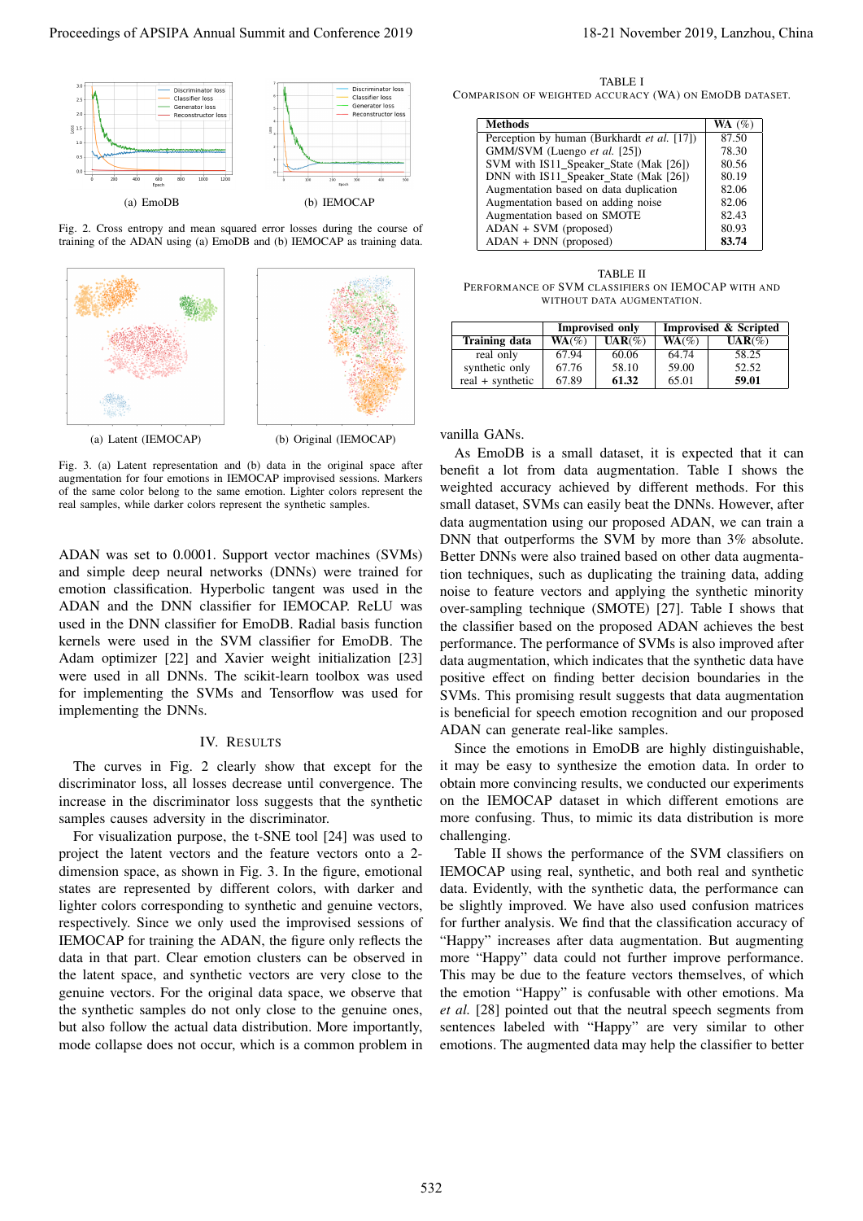Fig. 2. Cross entropy and mean squared error losses during the course of training of the ADAN using (a) EmoDB and (b) IEMOCAP as training data.

Fig. 3. (a) Latent representation and (b) data in the original space after augmentation for four emotions in IEMOCAP improvised sessions. Markers of the same color belong to the same emotion. Lighter colors represent the real samples, while darker colors represent the synthetic samples.

ADAN was set to 0.0001. Support vector machines (SVMs) and simple deep neural networks (DNNs) were trained for emotion classification. Hyperbolic tangent was used in the ADAN and the DNN classifier for IEMOCAP. ReLU was used in the DNN classifier for EmoDB. Radial basis function kernels were used in the SVM classifier for EmoDB. The Adam optimizer [22] and Xavier weight initialization [23] were used in all DNNs. The scikit-learn toolbox was used for implementing the SVMs and Tensorflow was used for implementing the DNNs.

## IV. Results

The curves in Fig. 2 clearly show that except for the discriminator loss, all losses decrease until convergence. The increase in the discriminator loss suggests that the synthetic samples causes adversity in the discriminator.

For visualization purpose, the t-SNE tool [24] was used to project the latent vectors and the feature vectors onto a 2-dimension space, as shown in Fig. 3. In the figure, emotional states are represented by different colors, with darker and lighter colors corresponding to synthetic and genuine vectors, respectively. Since we only used the improvised sessions of IEMOCAP for training the ADAN, the figure only reflects the data in that part. Clear emotion clusters can be observed in the latent space, and synthetic vectors are very close to the genuine vectors. For the original data space, we observe that the synthetic samples do not only close to the genuine ones, but also follow the actual data distribution. More importantly, mode collapse does not occur, which is a common problem in vanilla GANs.

TABLE I
Comparison of weighted accuracy (WA) on EmoDB dataset.

| Methods | WA (%) |
|---|---|
| Perception by human (Burkhardt *et al.* [17]) | 87.50 |
| GMM/SVM (Luengo *et al.* [25]) | 78.30 |
| SVM with IS11_Speaker_State (Mak [26]) | 80.56 |
| DNN with IS11_Speaker_State (Mak [26]) | 80.19 |
| Augmentation based on data duplication | 82.06 |
| Augmentation based on adding noise | 82.06 |
| Augmentation based on SMOTE | 82.43 |
| ADAN + SVM (proposed) | 80.93 |
| ADAN + DNN (proposed) | **83.74** |

TABLE II
Performance of SVM classifiers on IEMOCAP with and without data augmentation.

| | Improvised only | | Improvised & Scripted | |
|---|---|---|---|---|
| **Training data** | **WA(%)** | **UAR(%)** | **WA(%)** | **UAR(%)** |
| real only | 67.94 | 60.06 | 64.74 | 58.25 |
| synthetic only | 67.76 | 58.10 | 59.00 | 52.52 |
| real + synthetic | 67.89 | **61.32** | 65.01 | **59.01** |

As EmoDB is a small dataset, it is expected that it can benefit a lot from data augmentation. Table I shows the weighted accuracy achieved by different methods. For this small dataset, SVMs can easily beat the DNNs. However, after data augmentation using our proposed ADAN, we can train a DNN that outperforms the SVM by more than 3% absolute. Better DNNs were also trained based on other data augmentation techniques, such as duplicating the training data, adding noise to feature vectors and applying the synthetic minority over-sampling technique (SMOTE) [27]. Table I shows that the classifier based on the proposed ADAN achieves the best performance. The performance of SVMs is also improved after data augmentation, which indicates that the synthetic data have positive effect on finding better decision boundaries in the SVMs. This promising result suggests that data augmentation is beneficial for speech emotion recognition and our proposed ADAN can generate real-like samples.

Since the emotions in EmoDB are highly distinguishable, it may be easy to synthesize the emotion data. In order to obtain more convincing results, we conducted our experiments on the IEMOCAP dataset in which different emotions are more confusing. Thus, to mimic its data distribution is more challenging.

Table II shows the performance of the SVM classifiers on IEMOCAP using real, synthetic, and both real and synthetic data. Evidently, with the synthetic data, the performance can be slightly improved. We have also used confusion matrices for further analysis. We find that the classification accuracy of "Happy" increases after data augmentation. But augmenting more "Happy" data could not further improve performance. This may be due to the feature vectors themselves, of which the emotion "Happy" is confusable with other emotions. Ma *et al.* [28] pointed out that the neutral speech segments from sentences labeled with "Happy" are very similar to other emotions. The augmented data may help the classifier to better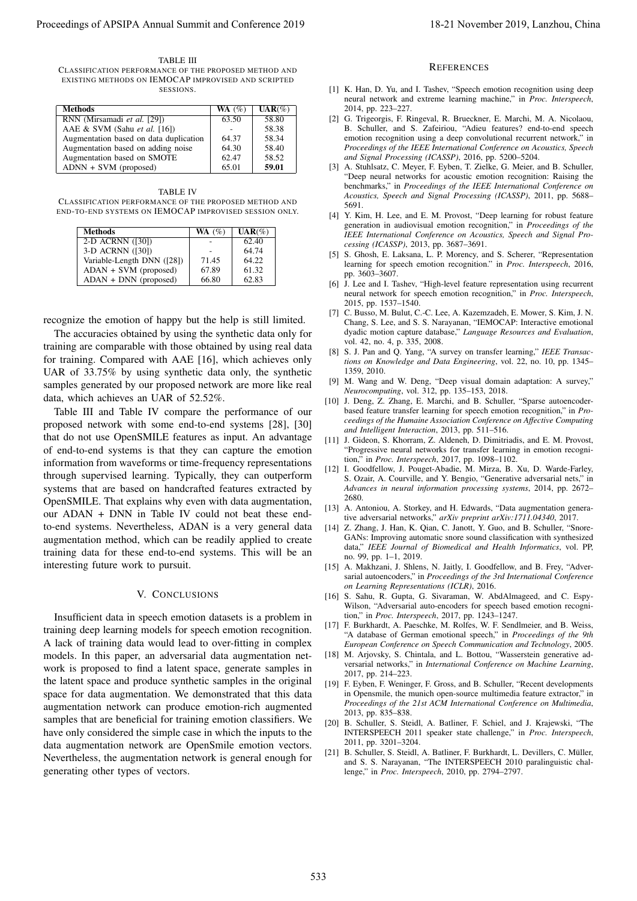TABLE III
CLASSIFICATION PERFORMANCE OF THE PROPOSED METHOD AND EXISTING METHODS ON IEMOCAP IMPROVISED AND SCRIPTED SESSIONS.

| Methods | WA (%) | UAR(%) |
| --- | --- | --- |
| RNN (Mirsamadi *et al.* [29]) | 63.50 | 58.80 |
| AAE & SVM (Sahu *et al.* [16]) | - | 58.38 |
| Augmentation based on data duplication | 64.37 | 58.34 |
| Augmentation based on adding noise | 64.30 | 58.40 |
| Augmentation based on SMOTE | 62.47 | 58.52 |
| ADNN + SVM (proposed) | 65.01 | **59.01** |

TABLE IV
CLASSIFICATION PERFORMANCE OF THE PROPOSED METHOD AND END-TO-END SYSTEMS ON IEMOCAP IMPROVISED SESSION ONLY.

| Methods | WA (%) | UAR(%) |
| --- | --- | --- |
| 2-D ACRNN ([30]) | - | 62.40 |
| 3-D ACRNN ([30]) | - | 64.74 |
| Variable-Length DNN ([28]) | 71.45 | 64.22 |
| ADAN + SVM (proposed) | 67.89 | 61.32 |
| ADAN + DNN (proposed) | 66.80 | 62.83 |

recognize the emotion of happy but the help is still limited.

The accuracies obtained by using the synthetic data only for training are comparable with those obtained by using real data for training. Compared with AAE [16], which achieves only UAR of 33.75% by using synthetic data only, the synthetic samples generated by our proposed network are more like real data, which achieves an UAR of 52.52%.

Table III and Table IV compare the performance of our proposed network with some end-to-end systems [28], [30] that do not use OpenSMILE features as input. An advantage of end-to-end systems is that they can capture the emotion information from waveforms or time-frequency representations through supervised learning. Typically, they can outperform systems that are based on handcrafted features extracted by OpenSMILE. That explains why even with data augmentation, our ADAN + DNN in Table IV could not beat these end-to-end systems. Nevertheless, ADAN is a very general data augmentation method, which can be readily applied to create training data for these end-to-end systems. This will be an interesting future work to pursue.

## V. CONCLUSIONS

Insufficient data in speech emotion datasets is a problem in training deep learning models for speech emotion recognition. A lack of training data would lead to over-fitting in complex models. In this paper, an adversarial data augmentation network is proposed to find a latent space, generate samples in the latent space and produce synthetic samples in the original space for data augmentation. We demonstrated that this data augmentation network can produce emotion-rich augmented samples that are beneficial for training emotion classifiers. We have only considered the simple case in which the inputs to the data augmentation network are OpenSmile emotion vectors. Nevertheless, the augmentation network is general enough for generating other types of vectors.

## REFERENCES

[1] K. Han, D. Yu, and I. Tashev, "Speech emotion recognition using deep neural network and extreme learning machine," in *Proc. Interspeech*, 2014, pp. 223–227.

[2] G. Trigeorgis, F. Ringeval, R. Brueckner, E. Marchi, M. A. Nicolaou, B. Schuller, and S. Zafeiriou, "Adieu features? end-to-end speech emotion recognition using a deep convolutional recurrent network," in *Proceedings of the IEEE International Conference on Acoustics, Speech and Signal Processing (ICASSP)*, 2016, pp. 5200–5204.

[3] A. Stuhlsatz, C. Meyer, F. Eyben, T. Zielke, G. Meier, and B. Schuller, "Deep neural networks for acoustic emotion recognition: Raising the benchmarks," in *Proceedings of the IEEE International Conference on Acoustics, Speech and Signal Processing (ICASSP)*, 2011, pp. 5688–5691.

[4] Y. Kim, H. Lee, and E. M. Provost, "Deep learning for robust feature generation in audiovisual emotion recognition," in *Proceedings of the IEEE International Conference on Acoustics, Speech and Signal Processing (ICASSP)*, 2013, pp. 3687–3691.

[5] S. Ghosh, E. Laksana, L. P. Morency, and S. Scherer, "Representation learning for speech emotion recognition." in *Proc. Interspeech*, 2016, pp. 3603–3607.

[6] J. Lee and I. Tashev, "High-level feature representation using recurrent neural network for speech emotion recognition," in *Proc. Interspeech*, 2015, pp. 1537–1540.

[7] C. Busso, M. Bulut, C.-C. Lee, A. Kazemzadeh, E. Mower, S. Kim, J. N. Chang, S. Lee, and S. S. Narayanan, "IEMOCAP: Interactive emotional dyadic motion capture database," *Language Resources and Evaluation*, vol. 42, no. 4, p. 335, 2008.

[8] S. J. Pan and Q. Yang, "A survey on transfer learning," *IEEE Transactions on Knowledge and Data Engineering*, vol. 22, no. 10, pp. 1345–1359, 2010.

[9] M. Wang and W. Deng, "Deep visual domain adaptation: A survey," *Neurocomputing*, vol. 312, pp. 135–153, 2018.

[10] J. Deng, Z. Zhang, E. Marchi, and B. Schuller, "Sparse autoencoder-based feature transfer learning for speech emotion recognition," in *Proceedings of the Humaine Association Conference on Affective Computing and Intelligent Interaction*, 2013, pp. 511–516.

[11] J. Gideon, S. Khorram, Z. Aldeneh, D. Dimitriadis, and E. M. Provost, "Progressive neural networks for transfer learning in emotion recognition," in *Proc. Interspeech*, 2017, pp. 1098–1102.

[12] I. Goodfellow, J. Pouget-Abadie, M. Mirza, B. Xu, D. Warde-Farley, S. Ozair, A. Courville, and Y. Bengio, "Generative adversarial nets," in *Advances in neural information processing systems*, 2014, pp. 2672–2680.

[13] A. Antoniou, A. Storkey, and H. Edwards, "Data augmentation generative adversarial networks," *arXiv preprint arXiv:1711.04340*, 2017.

[14] Z. Zhang, J. Han, K. Qian, C. Janott, Y. Guo, and B. Schuller, "Snore-GANs: Improving automatic snore sound classification with synthesized data," *IEEE Journal of Biomedical and Health Informatics*, vol. PP, no. 99, pp. 1–1, 2019.

[15] A. Makhzani, J. Shlens, N. Jaitly, I. Goodfellow, and B. Frey, "Adversarial autoencoders," in *Proceedings of the 3rd International Conference on Learning Representations (ICLR)*, 2016.

[16] S. Sahu, R. Gupta, G. Sivaraman, W. AbdAlmageed, and C. Espy-Wilson, "Adversarial auto-encoders for speech based emotion recognition," in *Proc. Interspeech*, 2017, pp. 1243–1247.

[17] F. Burkhardt, A. Paeschke, M. Rolfes, W. F. Sendlmeier, and B. Weiss, "A database of German emotional speech," in *Proceedings of the 9th European Conference on Speech Communication and Technology*, 2005.

[18] M. Arjovsky, S. Chintala, and L. Bottou, "Wasserstein generative adversarial networks," in *International Conference on Machine Learning*, 2017, pp. 214–223.

[19] F. Eyben, F. Weninger, F. Gross, and B. Schuller, "Recent developments in Opensmile, the munich open-source multimedia feature extractor," in *Proceedings of the 21st ACM International Conference on Multimedia*, 2013, pp. 835–838.

[20] B. Schuller, S. Steidl, A. Batliner, F. Schiel, and J. Krajewski, "The INTERSPEECH 2011 speaker state challenge," in *Proc. Interspeech*, 2011, pp. 3201–3204.

[21] B. Schuller, S. Steidl, A. Batliner, F. Burkhardt, L. Devillers, C. Müller, and S. S. Narayanan, "The INTERSPEECH 2010 paralinguistic challenge," in *Proc. Interspeech*, 2010, pp. 2794–2797.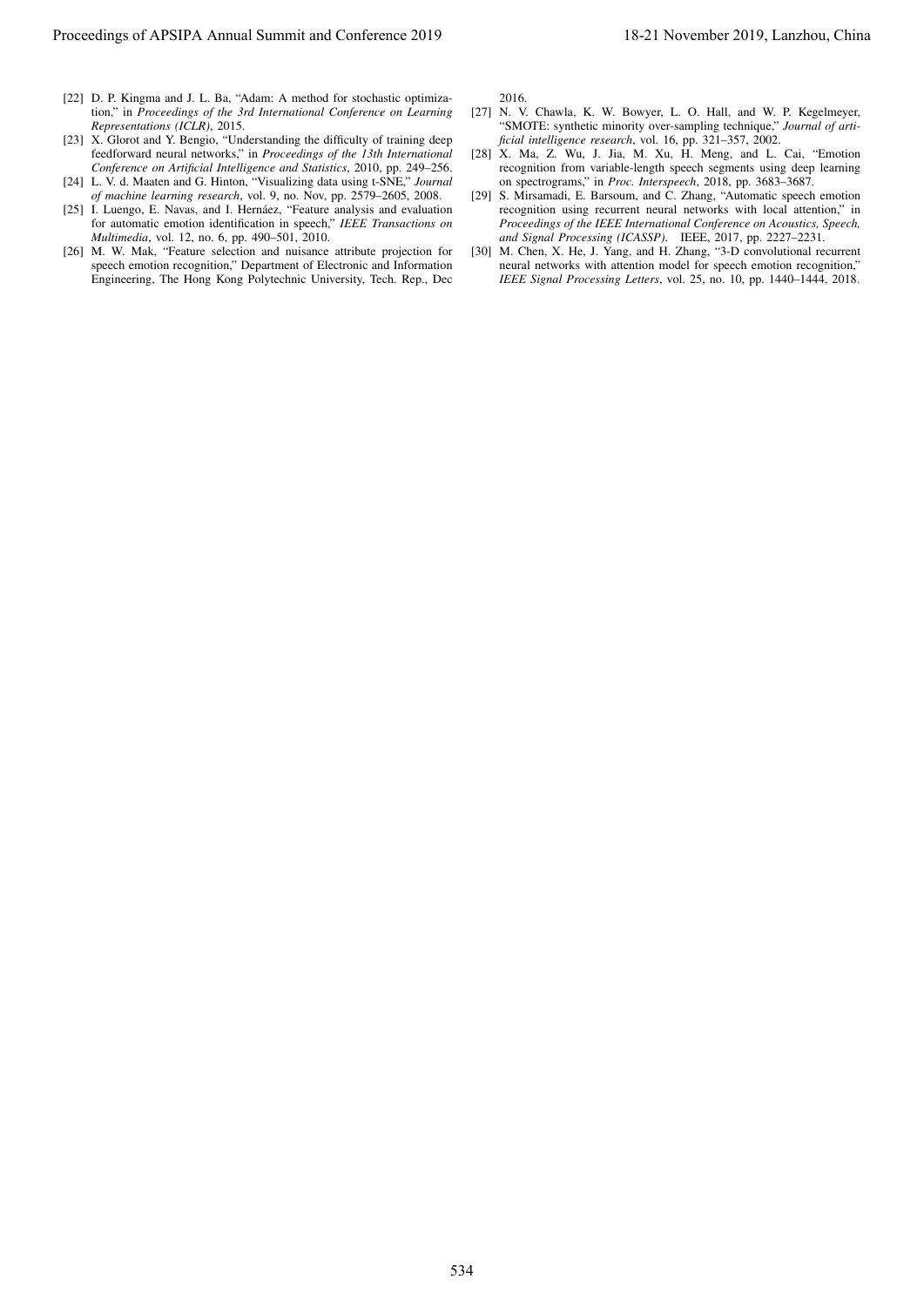[22] D. P. Kingma and J. L. Ba, "Adam: A method for stochastic optimization," in *Proceedings of the 3rd International Conference on Learning Representations (ICLR)*, 2015.

[23] X. Glorot and Y. Bengio, "Understanding the difficulty of training deep feedforward neural networks," in *Proceedings of the 13th International Conference on Artificial Intelligence and Statistics*, 2010, pp. 249–256.

[24] L. V. d. Maaten and G. Hinton, "Visualizing data using t-SNE," *Journal of machine learning research*, vol. 9, no. Nov, pp. 2579–2605, 2008.

[25] I. Luengo, E. Navas, and I. Hernáez, "Feature analysis and evaluation for automatic emotion identification in speech," *IEEE Transactions on Multimedia*, vol. 12, no. 6, pp. 490–501, 2010.

[26] M. W. Mak, "Feature selection and nuisance attribute projection for speech emotion recognition," Department of Electronic and Information Engineering, The Hong Kong Polytechnic University, Tech. Rep., Dec 2016.

[27] N. V. Chawla, K. W. Bowyer, L. O. Hall, and W. P. Kegelmeyer, "SMOTE: synthetic minority over-sampling technique," *Journal of artificial intelligence research*, vol. 16, pp. 321–357, 2002.

[28] X. Ma, Z. Wu, J. Jia, M. Xu, H. Meng, and L. Cai, "Emotion recognition from variable-length speech segments using deep learning on spectrograms," in *Proc. Interspeech*, 2018, pp. 3683–3687.

[29] S. Mirsamadi, E. Barsoum, and C. Zhang, "Automatic speech emotion recognition using recurrent neural networks with local attention," in *Proceedings of the IEEE International Conference on Acoustics, Speech, and Signal Processing (ICASSP)*. IEEE, 2017, pp. 2227–2231.

[30] M. Chen, X. He, J. Yang, and H. Zhang, "3-D convolutional recurrent neural networks with attention model for speech emotion recognition," *IEEE Signal Processing Letters*, vol. 25, no. 10, pp. 1440–1444, 2018.